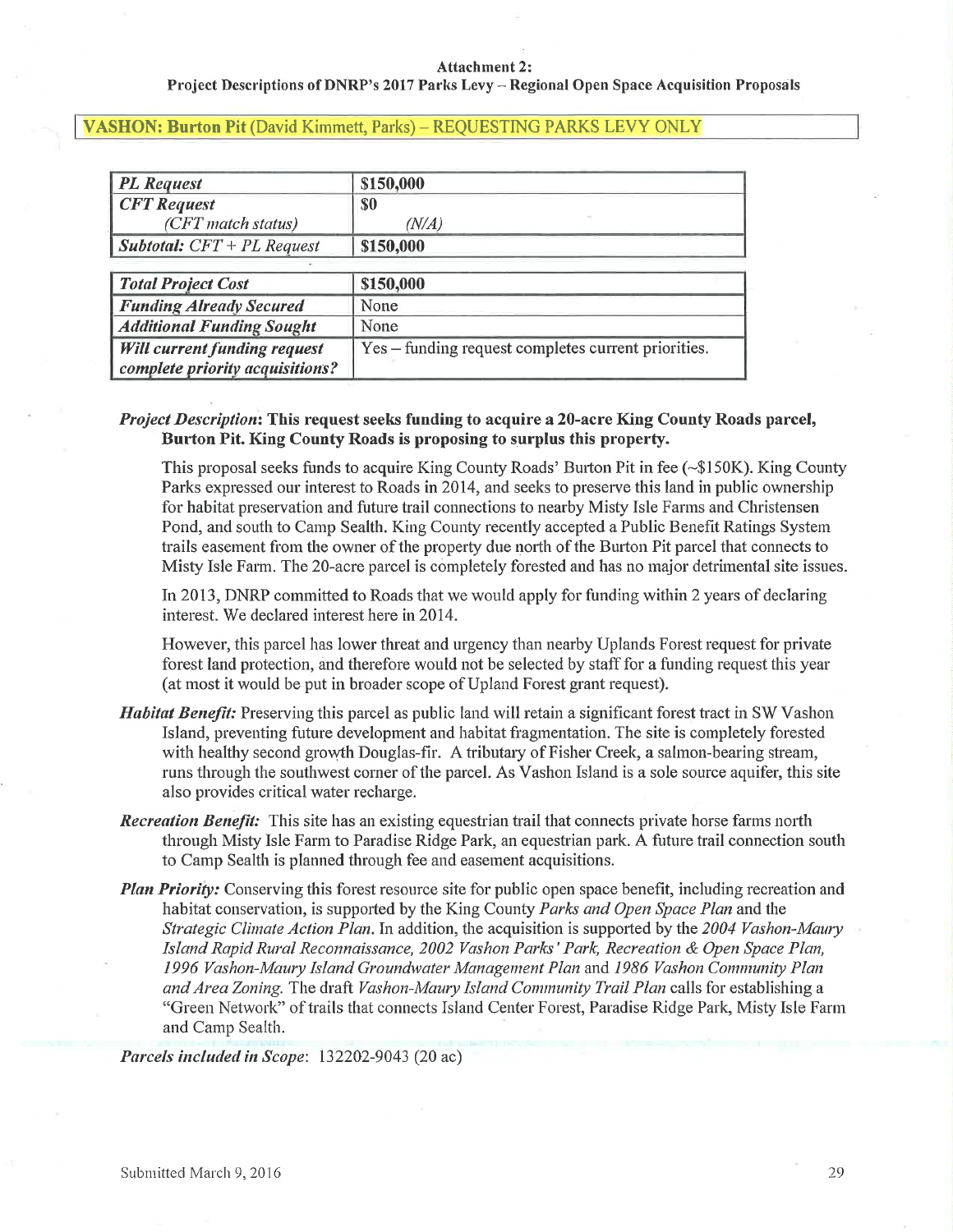**Attachment 2:**
**Project Descriptions of DNRP's 2017 Parks Levy – Regional Open Space Acquisition Proposals**

## VASHON: Burton Pit (David Kimmett, Parks) – REQUESTING PARKS LEVY ONLY

| *PL Request* | **$150,000** |
|---|---|
| *CFT Request* (*CFT match status*) | **$0** (*N/A*) |
| ***Subtotal:*** *CFT + PL Request* | **$150,000** |

| *Total Project Cost* | **$150,000** |
|---|---|
| *Funding Already Secured* | None |
| *Additional Funding Sought* | None |
| *Will current funding request complete priority acquisitions?* | Yes – funding request completes current priorities. |

***Project Description*: This request seeks funding to acquire a 20-acre King County Roads parcel, Burton Pit. King County Roads is proposing to surplus this property.**

This proposal seeks funds to acquire King County Roads' Burton Pit in fee (~$150K). King County Parks expressed our interest to Roads in 2014, and seeks to preserve this land in public ownership for habitat preservation and future trail connections to nearby Misty Isle Farms and Christensen Pond, and south to Camp Sealth. King County recently accepted a Public Benefit Ratings System trails easement from the owner of the property due north of the Burton Pit parcel that connects to Misty Isle Farm. The 20-acre parcel is completely forested and has no major detrimental site issues.

In 2013, DNRP committed to Roads that we would apply for funding within 2 years of declaring interest. We declared interest here in 2014.

However, this parcel has lower threat and urgency than nearby Uplands Forest request for private forest land protection, and therefore would not be selected by staff for a funding request this year (at most it would be put in broader scope of Upland Forest grant request).

***Habitat Benefit:*** Preserving this parcel as public land will retain a significant forest tract in SW Vashon Island, preventing future development and habitat fragmentation. The site is completely forested with healthy second growth Douglas-fir. A tributary of Fisher Creek, a salmon-bearing stream, runs through the southwest corner of the parcel. As Vashon Island is a sole source aquifer, this site also provides critical water recharge.

***Recreation Benefit:*** This site has an existing equestrian trail that connects private horse farms north through Misty Isle Farm to Paradise Ridge Park, an equestrian park. A future trail connection south to Camp Sealth is planned through fee and easement acquisitions.

***Plan Priority:*** Conserving this forest resource site for public open space benefit, including recreation and habitat conservation, is supported by the King County *Parks and Open Space Plan* and the *Strategic Climate Action Plan*. In addition, the acquisition is supported by the *2004 Vashon-Maury Island Rapid Rural Reconnaissance, 2002 Vashon Parks' Park, Recreation & Open Space Plan, 1996 Vashon-Maury Island Groundwater Management Plan* and *1986 Vashon Community Plan and Area Zoning.* The draft *Vashon-Maury Island Community Trail Plan* calls for establishing a "Green Network" of trails that connects Island Center Forest, Paradise Ridge Park, Misty Isle Farm and Camp Sealth.

***Parcels included in Scope***: 132202-9043 (20 ac)

Submitted March 9, 2016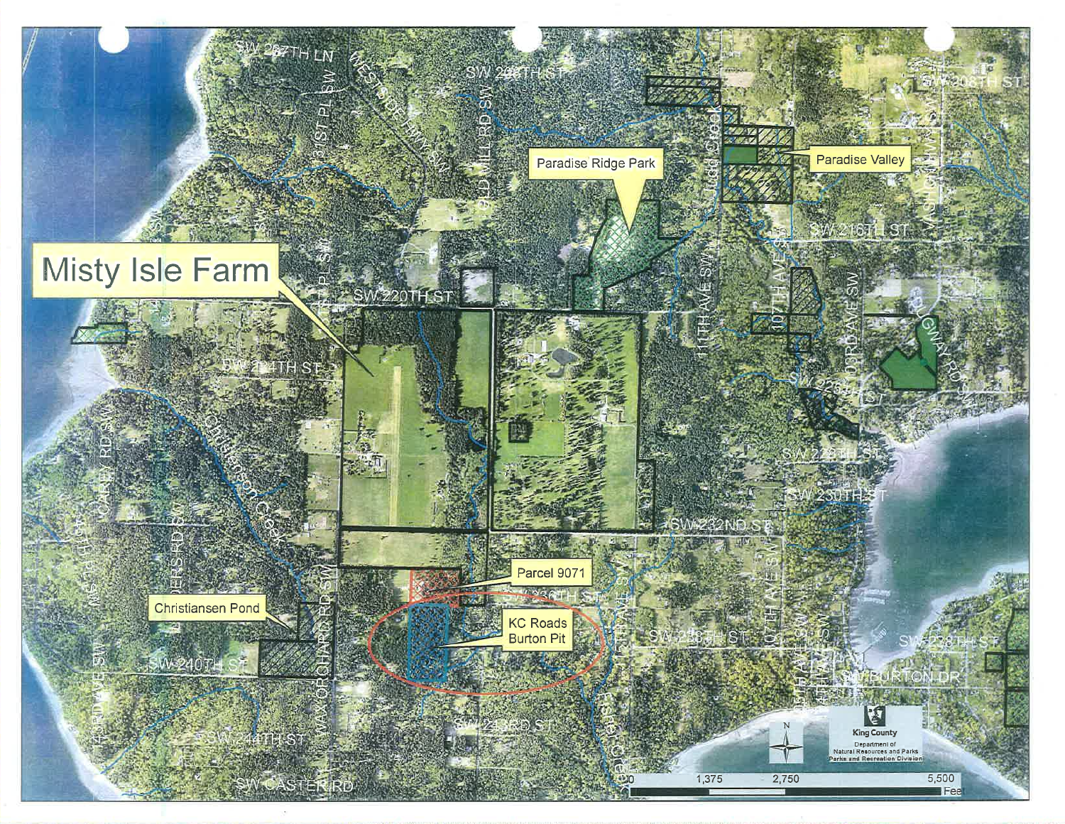Misty Isle Farm

Paradise Ridge Park

Paradise Valley

Parcel 9071

KC Roads Burton Pit

Christiansen Pond

SW 207TH LN

SW 208TH ST

SW 208TH ST

WEST SIDE HWY SW

OLD MILL RD SW

SW 216TH ST

SW 220TH ST

SW 224TH ST

Christensen Creek

CAREY RD SW

SW 232ND ST

SW 228TH ST

SW 230TH ST

SW 236TH ST

SW 238TH ST

SW 240TH ST

SW 243RD ST

SW 244TH ST

SW CASTER RD

WAX ORCHARD RD SW

111TH AVE SW

107TH AVE SW

103RD AVE SW

SW BURTON DR

Judd Creek

Fisher Creek

King County
Department of Natural Resources and Parks
Parks and Recreation Division

0 | 1,375 | 2,750 | 5,500 Feet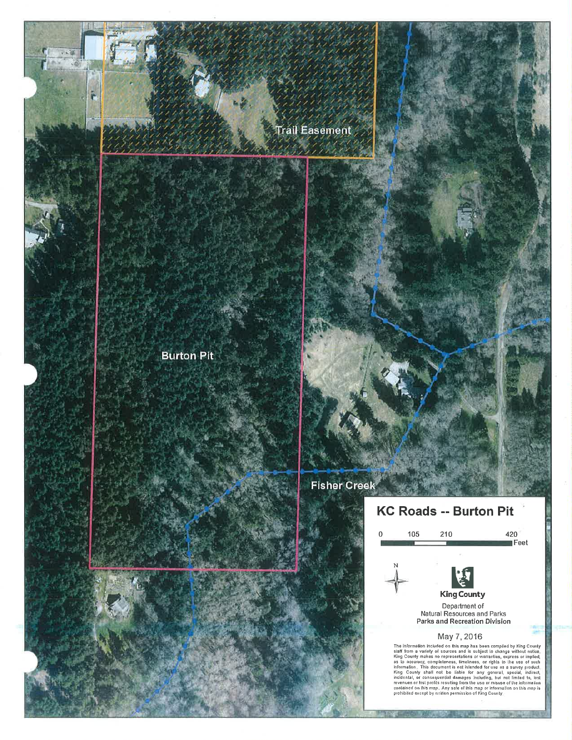Trail Easement

Burton Pit

Fisher Creek

## KC Roads -- Burton Pit

0 105 210 420
Feet

N

King County

Department of
Natural Resources and Parks
Parks and Recreation Division

May 7, 2016

The information included on this map has been compiled by King County staff from a variety of sources and is subject to change without notice. King County makes no representations or warranties, express or implied, as to accuracy, completeness, timeliness, or rights to the use of such information. This document is not intended for use as a survey product. King County shall not be liable for any general, special, indirect, incidental, or consequential damages including, but not limited to, lost revenues or lost profits resulting from the use or misuse of the information contained on this map. Any sale of this map or information on this map is prohibited except by written permission of King County.